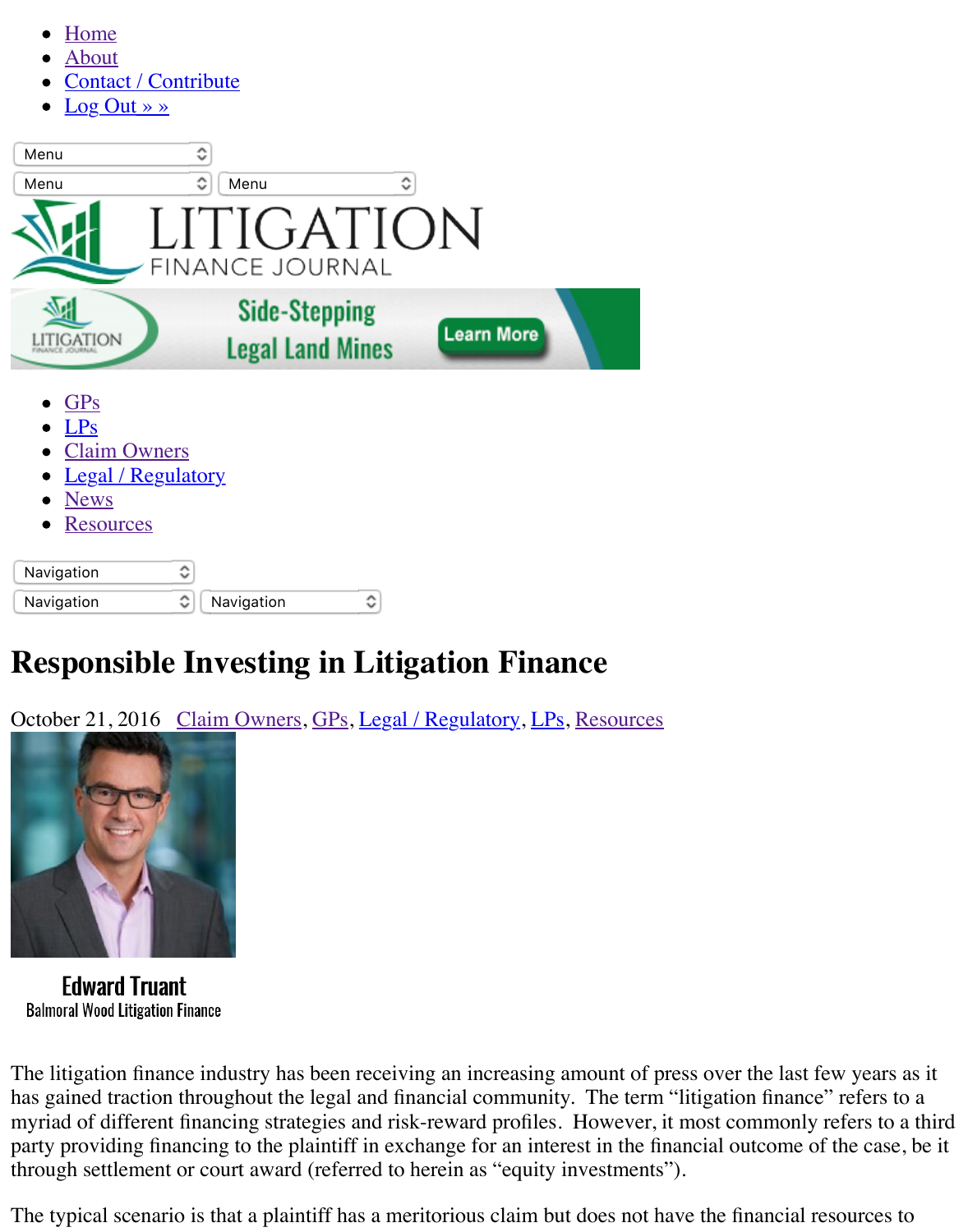- Home
- About
- Contact / Contribute
- Log Out » »

Menu

Menu Menu

LITIGATION FINANCE JOURNAL

Side-Stepping Legal Land Mines Learn More

- GPs
- LPs
- Claim Owners
- Legal / Regulatory
- News
- Resources

Navigation

Navigation Navigation

# Responsible Investing in Litigation Finance

October 21, 2016 Claim Owners, GPs, Legal / Regulatory, LPs, Resources

**Edward Truant**
Balmoral Wood Litigation Finance

The litigation finance industry has been receiving an increasing amount of press over the last few years as it has gained traction throughout the legal and financial community. The term "litigation finance" refers to a myriad of different financing strategies and risk-reward profiles. However, it most commonly refers to a third party providing financing to the plaintiff in exchange for an interest in the financial outcome of the case, be it through settlement or court award (referred to herein as "equity investments").

The typical scenario is that a plaintiff has a meritorious claim but does not have the financial resources to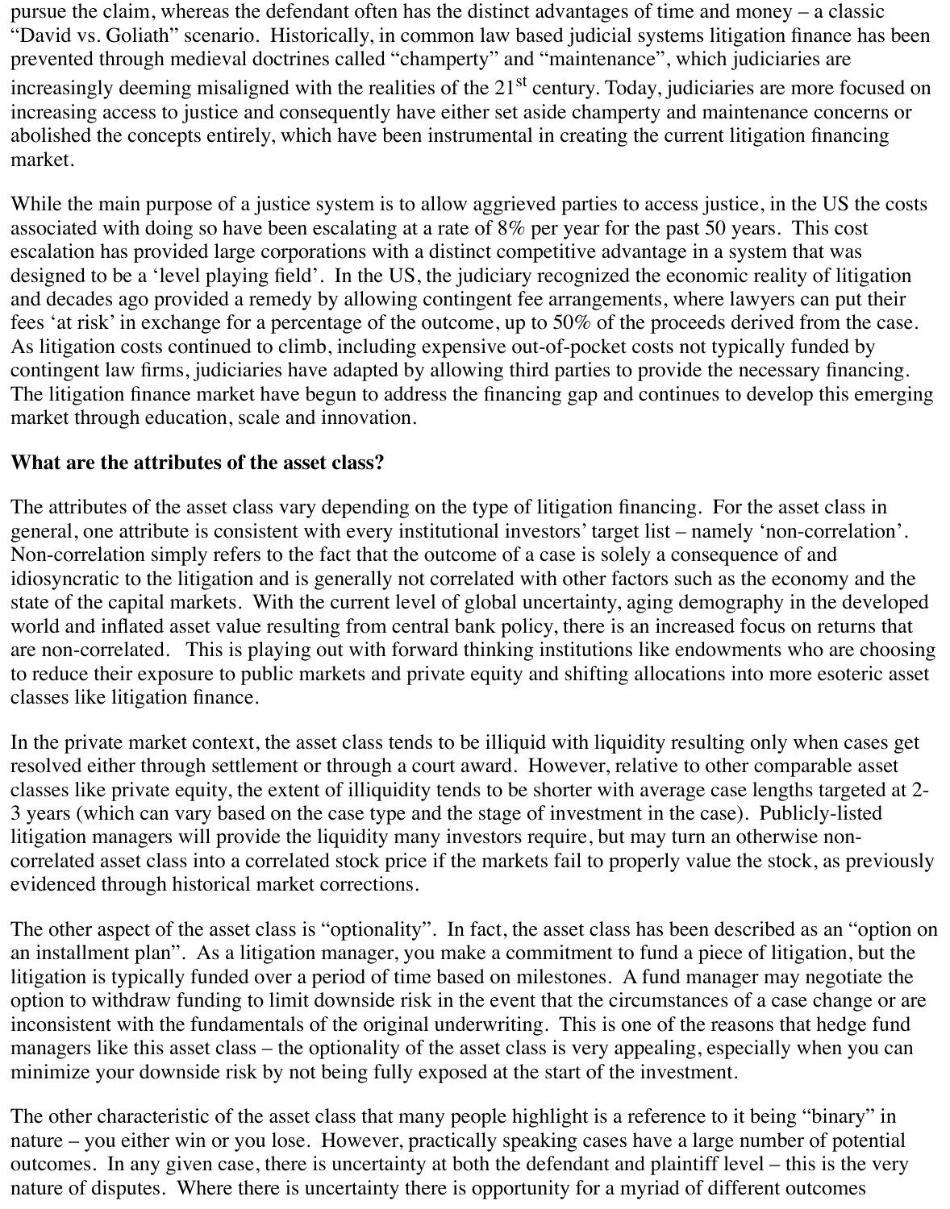pursue the claim, whereas the defendant often has the distinct advantages of time and money – a classic "David vs. Goliath" scenario. Historically, in common law based judicial systems litigation finance has been prevented through medieval doctrines called "champerty" and "maintenance", which judiciaries are increasingly deeming misaligned with the realities of the 21$^{st}$ century. Today, judiciaries are more focused on increasing access to justice and consequently have either set aside champerty and maintenance concerns or abolished the concepts entirely, which have been instrumental in creating the current litigation financing market.

While the main purpose of a justice system is to allow aggrieved parties to access justice, in the US the costs associated with doing so have been escalating at a rate of 8% per year for the past 50 years. This cost escalation has provided large corporations with a distinct competitive advantage in a system that was designed to be a 'level playing field'. In the US, the judiciary recognized the economic reality of litigation and decades ago provided a remedy by allowing contingent fee arrangements, where lawyers can put their fees 'at risk' in exchange for a percentage of the outcome, up to 50% of the proceeds derived from the case. As litigation costs continued to climb, including expensive out-of-pocket costs not typically funded by contingent law firms, judiciaries have adapted by allowing third parties to provide the necessary financing. The litigation finance market have begun to address the financing gap and continues to develop this emerging market through education, scale and innovation.

**What are the attributes of the asset class?**

The attributes of the asset class vary depending on the type of litigation financing. For the asset class in general, one attribute is consistent with every institutional investors' target list – namely 'non-correlation'. Non-correlation simply refers to the fact that the outcome of a case is solely a consequence of and idiosyncratic to the litigation and is generally not correlated with other factors such as the economy and the state of the capital markets. With the current level of global uncertainty, aging demography in the developed world and inflated asset value resulting from central bank policy, there is an increased focus on returns that are non-correlated. This is playing out with forward thinking institutions like endowments who are choosing to reduce their exposure to public markets and private equity and shifting allocations into more esoteric asset classes like litigation finance.

In the private market context, the asset class tends to be illiquid with liquidity resulting only when cases get resolved either through settlement or through a court award. However, relative to other comparable asset classes like private equity, the extent of illiquidity tends to be shorter with average case lengths targeted at 2-3 years (which can vary based on the case type and the stage of investment in the case). Publicly-listed litigation managers will provide the liquidity many investors require, but may turn an otherwise non-correlated asset class into a correlated stock price if the markets fail to properly value the stock, as previously evidenced through historical market corrections.

The other aspect of the asset class is "optionality". In fact, the asset class has been described as an "option on an installment plan". As a litigation manager, you make a commitment to fund a piece of litigation, but the litigation is typically funded over a period of time based on milestones. A fund manager may negotiate the option to withdraw funding to limit downside risk in the event that the circumstances of a case change or are inconsistent with the fundamentals of the original underwriting. This is one of the reasons that hedge fund managers like this asset class – the optionality of the asset class is very appealing, especially when you can minimize your downside risk by not being fully exposed at the start of the investment.

The other characteristic of the asset class that many people highlight is a reference to it being "binary" in nature – you either win or you lose. However, practically speaking cases have a large number of potential outcomes. In any given case, there is uncertainty at both the defendant and plaintiff level – this is the very nature of disputes. Where there is uncertainty there is opportunity for a myriad of different outcomes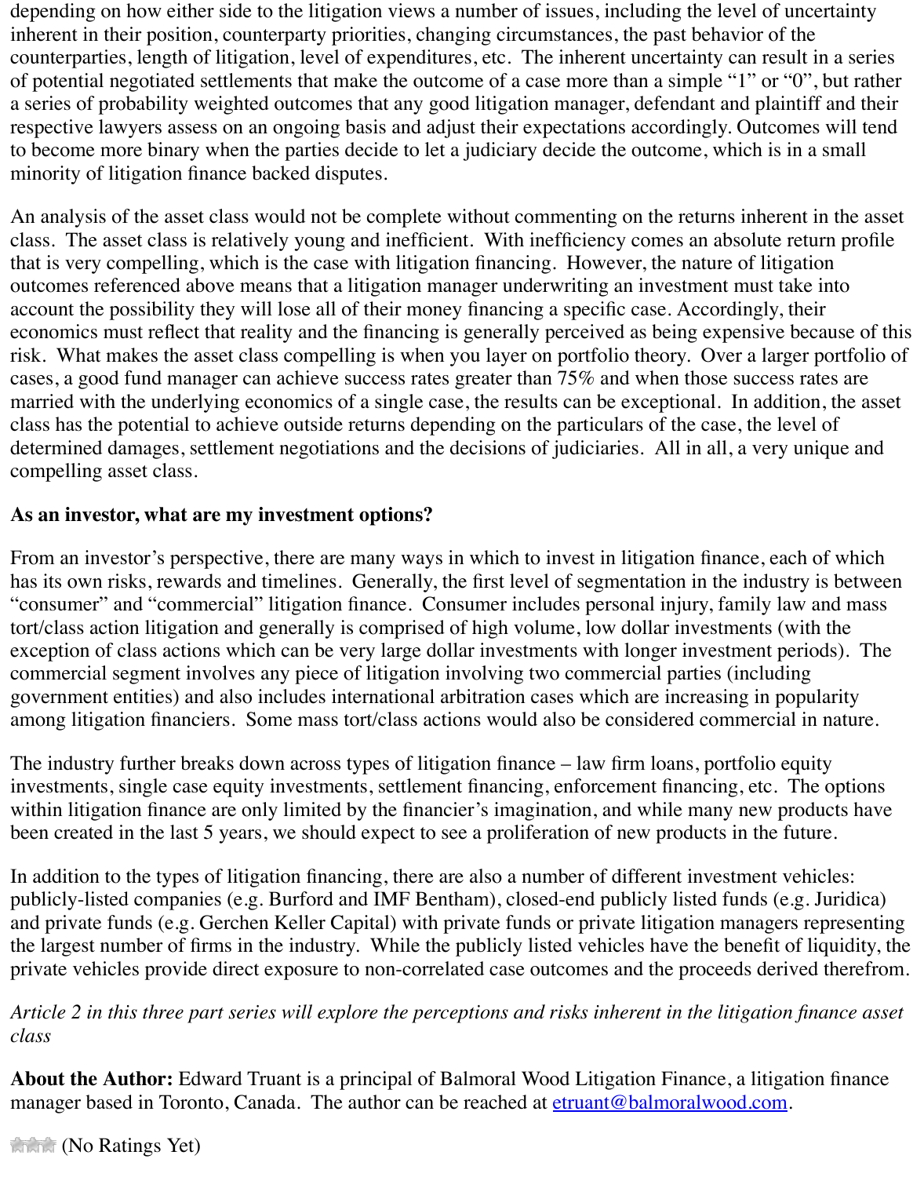depending on how either side to the litigation views a number of issues, including the level of uncertainty inherent in their position, counterparty priorities, changing circumstances, the past behavior of the counterparties, length of litigation, level of expenditures, etc. The inherent uncertainty can result in a series of potential negotiated settlements that make the outcome of a case more than a simple "1" or "0", but rather a series of probability weighted outcomes that any good litigation manager, defendant and plaintiff and their respective lawyers assess on an ongoing basis and adjust their expectations accordingly. Outcomes will tend to become more binary when the parties decide to let a judiciary decide the outcome, which is in a small minority of litigation finance backed disputes.

An analysis of the asset class would not be complete without commenting on the returns inherent in the asset class. The asset class is relatively young and inefficient. With inefficiency comes an absolute return profile that is very compelling, which is the case with litigation financing. However, the nature of litigation outcomes referenced above means that a litigation manager underwriting an investment must take into account the possibility they will lose all of their money financing a specific case. Accordingly, their economics must reflect that reality and the financing is generally perceived as being expensive because of this risk. What makes the asset class compelling is when you layer on portfolio theory. Over a larger portfolio of cases, a good fund manager can achieve success rates greater than 75% and when those success rates are married with the underlying economics of a single case, the results can be exceptional. In addition, the asset class has the potential to achieve outside returns depending on the particulars of the case, the level of determined damages, settlement negotiations and the decisions of judiciaries. All in all, a very unique and compelling asset class.

**As an investor, what are my investment options?**

From an investor's perspective, there are many ways in which to invest in litigation finance, each of which has its own risks, rewards and timelines. Generally, the first level of segmentation in the industry is between "consumer" and "commercial" litigation finance. Consumer includes personal injury, family law and mass tort/class action litigation and generally is comprised of high volume, low dollar investments (with the exception of class actions which can be very large dollar investments with longer investment periods). The commercial segment involves any piece of litigation involving two commercial parties (including government entities) and also includes international arbitration cases which are increasing in popularity among litigation financiers. Some mass tort/class actions would also be considered commercial in nature.

The industry further breaks down across types of litigation finance – law firm loans, portfolio equity investments, single case equity investments, settlement financing, enforcement financing, etc. The options within litigation finance are only limited by the financier's imagination, and while many new products have been created in the last 5 years, we should expect to see a proliferation of new products in the future.

In addition to the types of litigation financing, there are also a number of different investment vehicles: publicly-listed companies (e.g. Burford and IMF Bentham), closed-end publicly listed funds (e.g. Juridica) and private funds (e.g. Gerchen Keller Capital) with private funds or private litigation managers representing the largest number of firms in the industry. While the publicly listed vehicles have the benefit of liquidity, the private vehicles provide direct exposure to non-correlated case outcomes and the proceeds derived therefrom.

*Article 2 in this three part series will explore the perceptions and risks inherent in the litigation finance asset class*

**About the Author:** Edward Truant is a principal of Balmoral Wood Litigation Finance, a litigation finance manager based in Toronto, Canada. The author can be reached at [etruant@balmoralwood.com](mailto:etruant@balmoralwood.com).

(No Ratings Yet)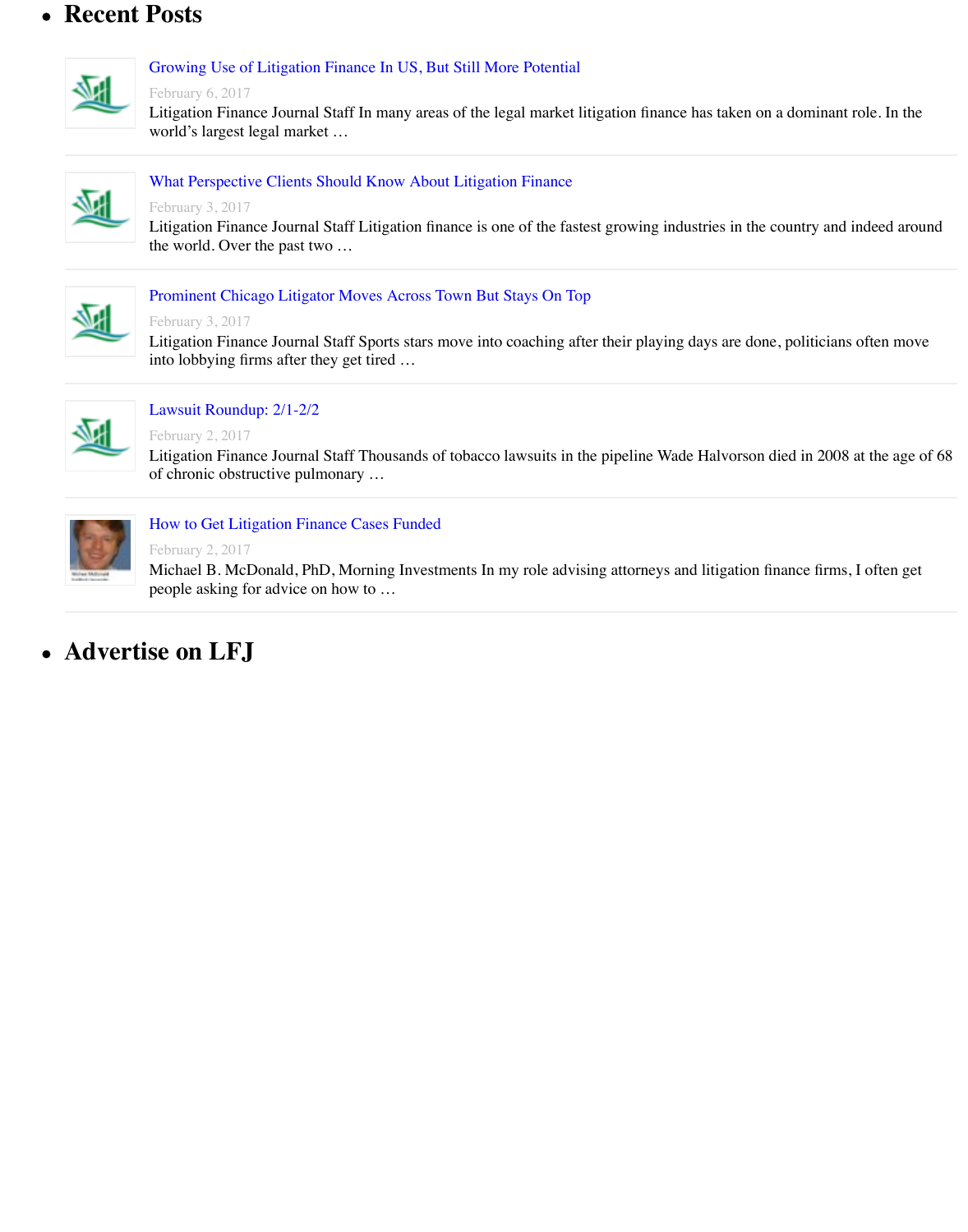- ## Recent Posts

  - [Growing Use of Litigation Finance In US, But Still More Potential]
    February 6, 2017
    Litigation Finance Journal Staff In many areas of the legal market litigation finance has taken on a dominant role. In the world's largest legal market …

  - [What Perspective Clients Should Know About Litigation Finance]
    February 3, 2017
    Litigation Finance Journal Staff Litigation finance is one of the fastest growing industries in the country and indeed around the world. Over the past two …

  - [Prominent Chicago Litigator Moves Across Town But Stays On Top]
    February 3, 2017
    Litigation Finance Journal Staff Sports stars move into coaching after their playing days are done, politicians often move into lobbying firms after they get tired …

  - [Lawsuit Roundup: 2/1-2/2]
    February 2, 2017
    Litigation Finance Journal Staff Thousands of tobacco lawsuits in the pipeline Wade Halvorson died in 2008 at the age of 68 of chronic obstructive pulmonary …

  - [How to Get Litigation Finance Cases Funded]
    February 2, 2017
    Michael B. McDonald, PhD, Morning Investments In my role advising attorneys and litigation finance firms, I often get people asking for advice on how to …

- ## Advertise on LFJ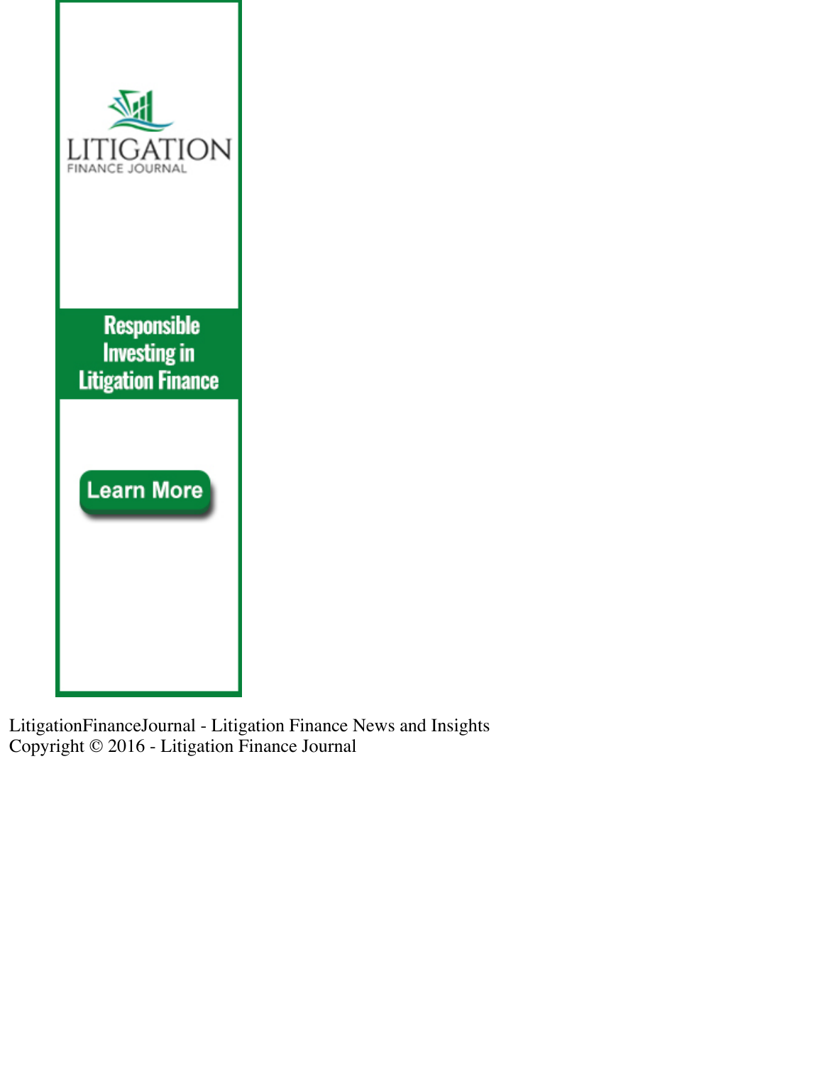LITIGATION
FINANCE JOURNAL

Responsible Investing in Litigation Finance

Learn More

LitigationFinanceJournal - Litigation Finance News and Insights
Copyright © 2016 - Litigation Finance Journal